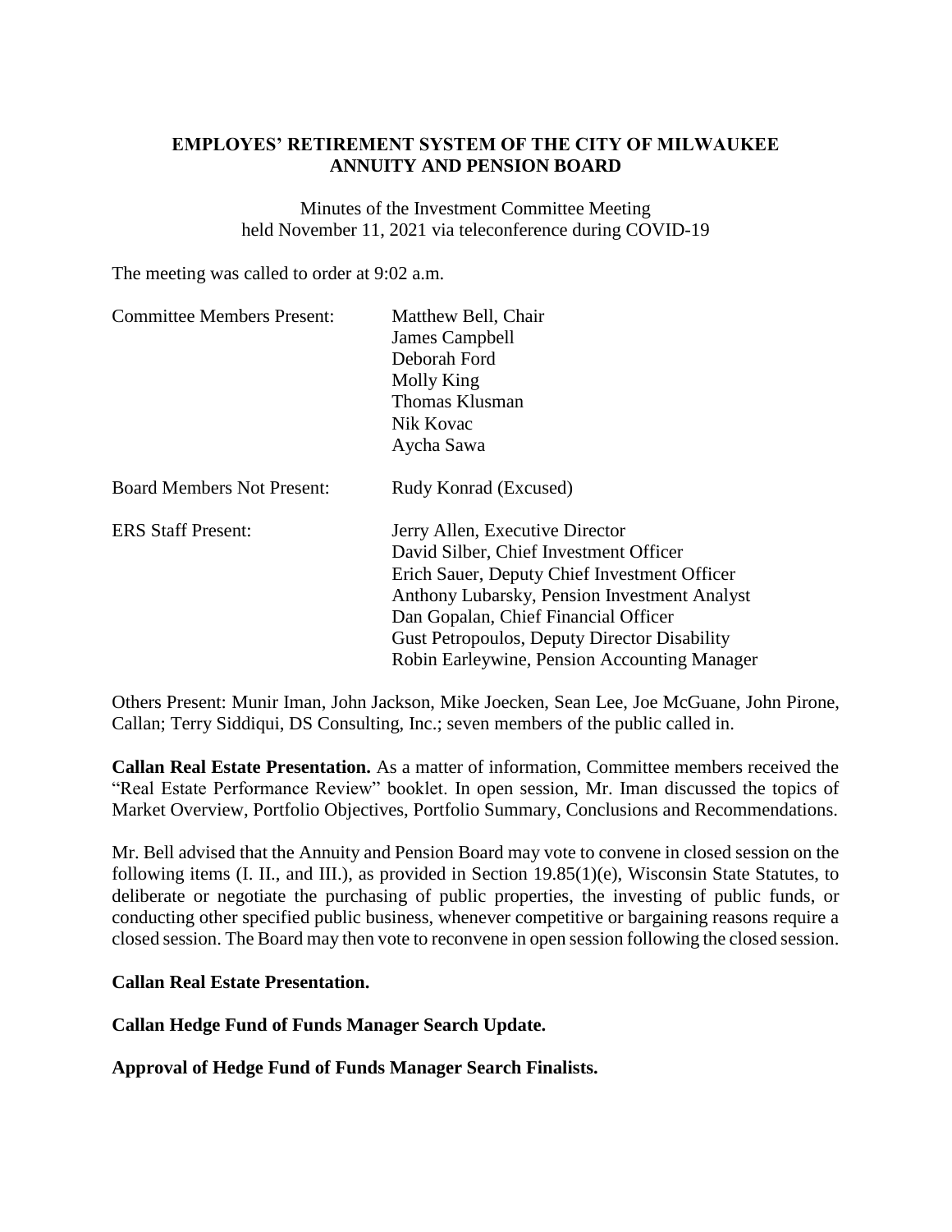**EMPLOYES' RETIREMENT SYSTEM OF THE CITY OF MILWAUKEE**
**ANNUITY AND PENSION BOARD**

Minutes of the Investment Committee Meeting
held November 11, 2021 via teleconference during COVID-19

The meeting was called to order at 9:02 a.m.

| | |
|---|---|
| Committee Members Present: | Matthew Bell, Chair<br>James Campbell<br>Deborah Ford<br>Molly King<br>Thomas Klusman<br>Nik Kovac<br>Aycha Sawa |
| Board Members Not Present: | Rudy Konrad (Excused) |
| ERS Staff Present: | Jerry Allen, Executive Director<br>David Silber, Chief Investment Officer<br>Erich Sauer, Deputy Chief Investment Officer<br>Anthony Lubarsky, Pension Investment Analyst<br>Dan Gopalan, Chief Financial Officer<br>Gust Petropoulos, Deputy Director Disability<br>Robin Earleywine, Pension Accounting Manager |

Others Present: Munir Iman, John Jackson, Mike Joecken, Sean Lee, Joe McGuane, John Pirone, Callan; Terry Siddiqui, DS Consulting, Inc.; seven members of the public called in.

**Callan Real Estate Presentation.** As a matter of information, Committee members received the "Real Estate Performance Review" booklet. In open session, Mr. Iman discussed the topics of Market Overview, Portfolio Objectives, Portfolio Summary, Conclusions and Recommendations.

Mr. Bell advised that the Annuity and Pension Board may vote to convene in closed session on the following items (I. II., and III.), as provided in Section 19.85(1)(e), Wisconsin State Statutes, to deliberate or negotiate the purchasing of public properties, the investing of public funds, or conducting other specified public business, whenever competitive or bargaining reasons require a closed session. The Board may then vote to reconvene in open session following the closed session.

**Callan Real Estate Presentation.**

**Callan Hedge Fund of Funds Manager Search Update.**

**Approval of Hedge Fund of Funds Manager Search Finalists.**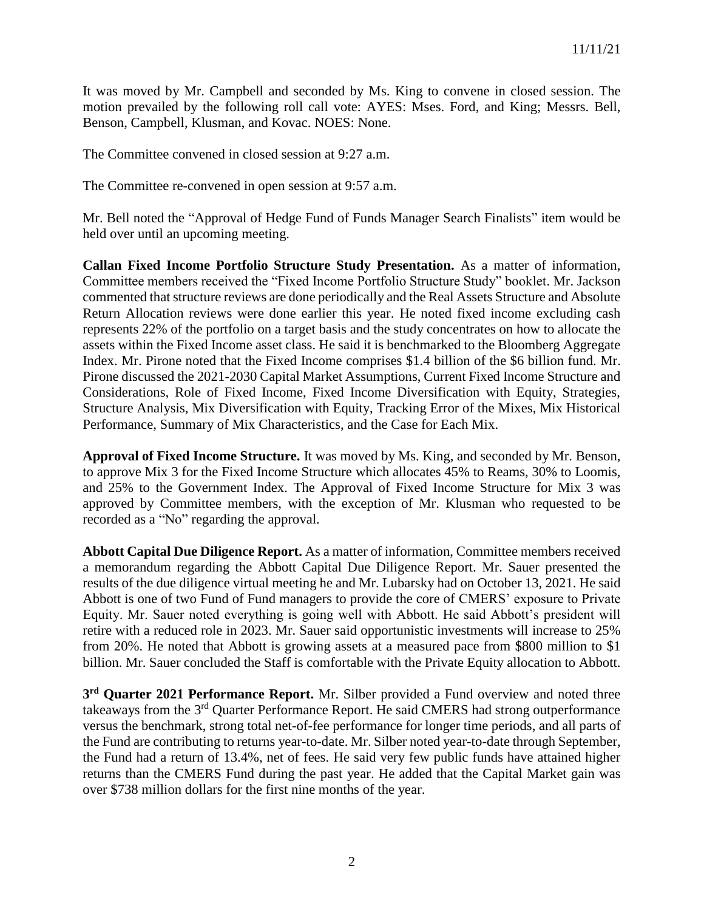It was moved by Mr. Campbell and seconded by Ms. King to convene in closed session. The motion prevailed by the following roll call vote: AYES: Mses. Ford, and King; Messrs. Bell, Benson, Campbell, Klusman, and Kovac. NOES: None.

The Committee convened in closed session at 9:27 a.m.

The Committee re-convened in open session at 9:57 a.m.

Mr. Bell noted the "Approval of Hedge Fund of Funds Manager Search Finalists" item would be held over until an upcoming meeting.

**Callan Fixed Income Portfolio Structure Study Presentation.** As a matter of information, Committee members received the "Fixed Income Portfolio Structure Study" booklet. Mr. Jackson commented that structure reviews are done periodically and the Real Assets Structure and Absolute Return Allocation reviews were done earlier this year. He noted fixed income excluding cash represents 22% of the portfolio on a target basis and the study concentrates on how to allocate the assets within the Fixed Income asset class. He said it is benchmarked to the Bloomberg Aggregate Index. Mr. Pirone noted that the Fixed Income comprises \$1.4 billion of the \$6 billion fund. Mr. Pirone discussed the 2021-2030 Capital Market Assumptions, Current Fixed Income Structure and Considerations, Role of Fixed Income, Fixed Income Diversification with Equity, Strategies, Structure Analysis, Mix Diversification with Equity, Tracking Error of the Mixes, Mix Historical Performance, Summary of Mix Characteristics, and the Case for Each Mix.

**Approval of Fixed Income Structure.** It was moved by Ms. King, and seconded by Mr. Benson, to approve Mix 3 for the Fixed Income Structure which allocates 45% to Reams, 30% to Loomis, and 25% to the Government Index. The Approval of Fixed Income Structure for Mix 3 was approved by Committee members, with the exception of Mr. Klusman who requested to be recorded as a "No" regarding the approval.

**Abbott Capital Due Diligence Report.** As a matter of information, Committee members received a memorandum regarding the Abbott Capital Due Diligence Report. Mr. Sauer presented the results of the due diligence virtual meeting he and Mr. Lubarsky had on October 13, 2021. He said Abbott is one of two Fund of Fund managers to provide the core of CMERS' exposure to Private Equity. Mr. Sauer noted everything is going well with Abbott. He said Abbott's president will retire with a reduced role in 2023. Mr. Sauer said opportunistic investments will increase to 25% from 20%. He noted that Abbott is growing assets at a measured pace from \$800 million to \$1 billion. Mr. Sauer concluded the Staff is comfortable with the Private Equity allocation to Abbott.

**3rd Quarter 2021 Performance Report.** Mr. Silber provided a Fund overview and noted three takeaways from the 3rd Quarter Performance Report. He said CMERS had strong outperformance versus the benchmark, strong total net-of-fee performance for longer time periods, and all parts of the Fund are contributing to returns year-to-date. Mr. Silber noted year-to-date through September, the Fund had a return of 13.4%, net of fees. He said very few public funds have attained higher returns than the CMERS Fund during the past year. He added that the Capital Market gain was over \$738 million dollars for the first nine months of the year.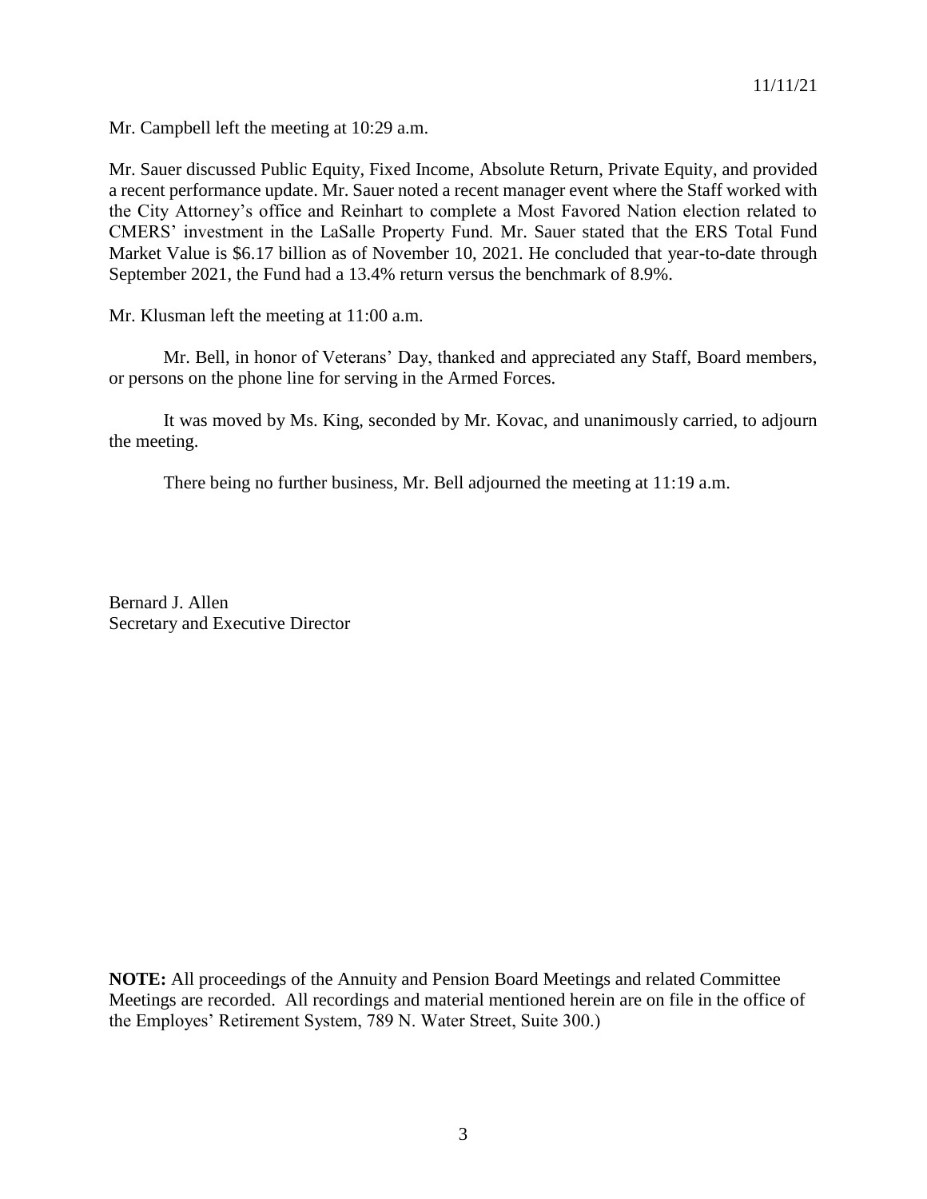Mr. Campbell left the meeting at 10:29 a.m.

Mr. Sauer discussed Public Equity, Fixed Income, Absolute Return, Private Equity, and provided a recent performance update. Mr. Sauer noted a recent manager event where the Staff worked with the City Attorney's office and Reinhart to complete a Most Favored Nation election related to CMERS' investment in the LaSalle Property Fund. Mr. Sauer stated that the ERS Total Fund Market Value is $6.17 billion as of November 10, 2021. He concluded that year-to-date through September 2021, the Fund had a 13.4% return versus the benchmark of 8.9%.

Mr. Klusman left the meeting at 11:00 a.m.

Mr. Bell, in honor of Veterans' Day, thanked and appreciated any Staff, Board members, or persons on the phone line for serving in the Armed Forces.

It was moved by Ms. King, seconded by Mr. Kovac, and unanimously carried, to adjourn the meeting.

There being no further business, Mr. Bell adjourned the meeting at 11:19 a.m.

Bernard J. Allen
Secretary and Executive Director

**NOTE:** All proceedings of the Annuity and Pension Board Meetings and related Committee Meetings are recorded. All recordings and material mentioned herein are on file in the office of the Employes' Retirement System, 789 N. Water Street, Suite 300.)